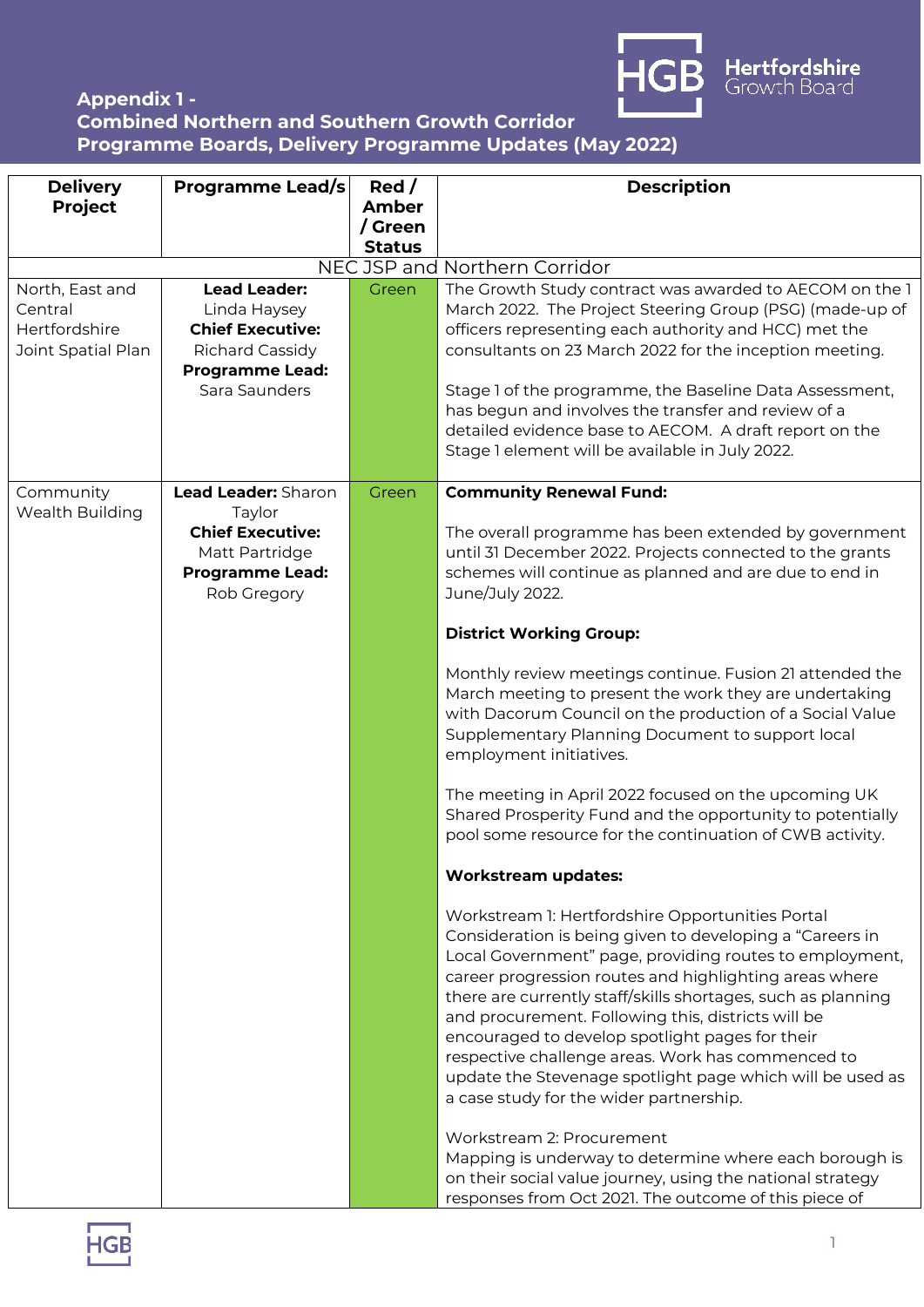# Appendix 1 - Combined Northern and Southern Growth Corridor Programme Boards, Delivery Programme Updates (May 2022)

| Delivery Project | Programme Lead/s | Red / Amber / Green Status | Description |
|---|---|---|---|
| NEC JSP and Northern Corridor | | | |
| North, East and Central Hertfordshire Joint Spatial Plan | **Lead Leader:** Linda Haysey<br>**Chief Executive:** Richard Cassidy<br>**Programme Lead:** Sara Saunders | Green | The Growth Study contract was awarded to AECOM on the 1 March 2022. The Project Steering Group (PSG) (made-up of officers representing each authority and HCC) met the consultants on 23 March 2022 for the inception meeting.<br><br>Stage 1 of the programme, the Baseline Data Assessment, has begun and involves the transfer and review of a detailed evidence base to AECOM. A draft report on the Stage 1 element will be available in July 2022. |
| Community Wealth Building | **Lead Leader:** Sharon Taylor<br>**Chief Executive:** Matt Partridge<br>**Programme Lead:** Rob Gregory | Green | **Community Renewal Fund:**<br><br>The overall programme has been extended by government until 31 December 2022. Projects connected to the grants schemes will continue as planned and are due to end in June/July 2022.<br><br>**District Working Group:**<br><br>Monthly review meetings continue. Fusion 21 attended the March meeting to present the work they are undertaking with Dacorum Council on the production of a Social Value Supplementary Planning Document to support local employment initiatives.<br><br>The meeting in April 2022 focused on the upcoming UK Shared Prosperity Fund and the opportunity to potentially pool some resource for the continuation of CWB activity.<br><br>**Workstream updates:**<br><br>Workstream 1: Hertfordshire Opportunities Portal<br>Consideration is being given to developing a "Careers in Local Government" page, providing routes to employment, career progression routes and highlighting areas where there are currently staff/skills shortages, such as planning and procurement. Following this, districts will be encouraged to develop spotlight pages for their respective challenge areas. Work has commenced to update the Stevenage spotlight page which will be used as a case study for the wider partnership.<br><br>Workstream 2: Procurement<br>Mapping is underway to determine where each borough is on their social value journey, using the national strategy responses from Oct 2021. The outcome of this piece of |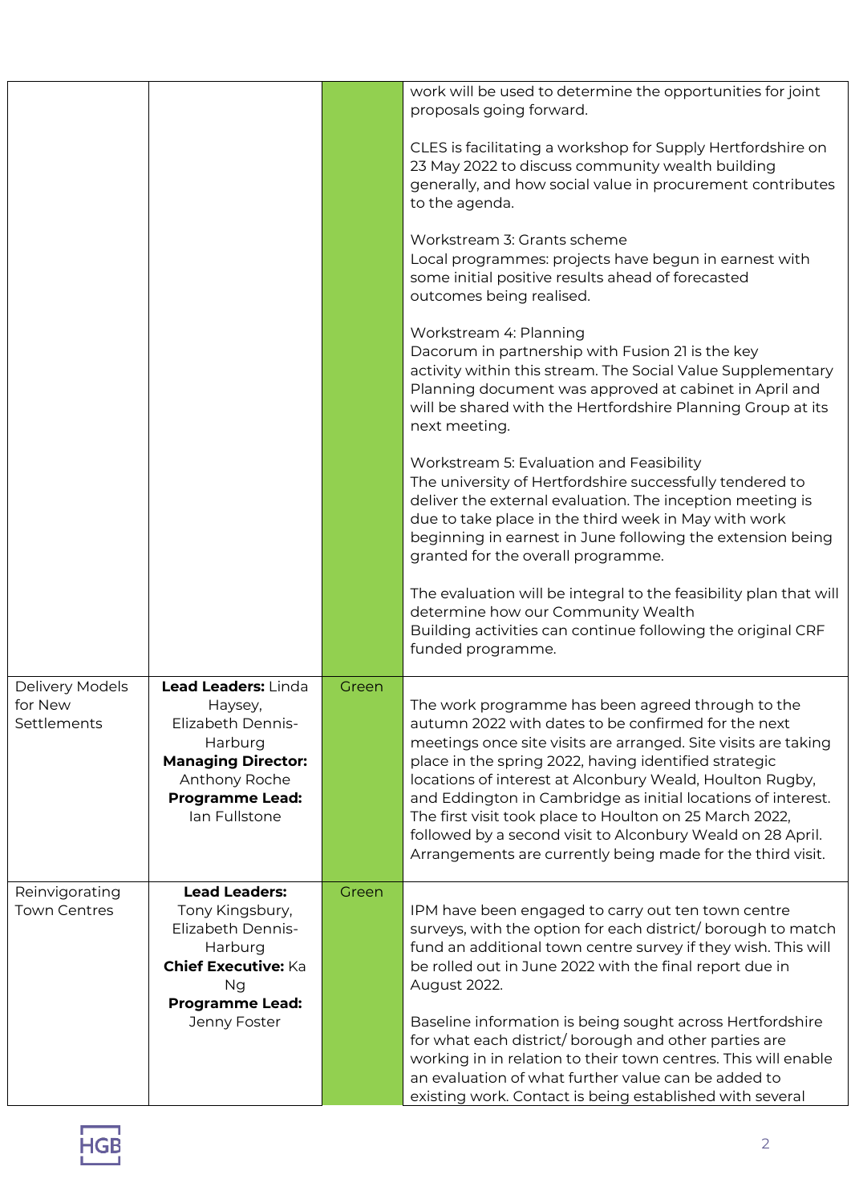| | | | |
|---|---|---|---|
| | | | work will be used to determine the opportunities for joint proposals going forward.<br><br>CLES is facilitating a workshop for Supply Hertfordshire on 23 May 2022 to discuss community wealth building generally, and how social value in procurement contributes to the agenda.<br><br>Workstream 3: Grants scheme<br>Local programmes: projects have begun in earnest with some initial positive results ahead of forecasted outcomes being realised.<br><br>Workstream 4: Planning<br>Dacorum in partnership with Fusion 21 is the key activity within this stream. The Social Value Supplementary Planning document was approved at cabinet in April and will be shared with the Hertfordshire Planning Group at its next meeting.<br><br>Workstream 5: Evaluation and Feasibility<br>The university of Hertfordshire successfully tendered to deliver the external evaluation. The inception meeting is due to take place in the third week in May with work beginning in earnest in June following the extension being granted for the overall programme.<br><br>The evaluation will be integral to the feasibility plan that will determine how our Community Wealth Building activities can continue following the original CRF funded programme. |
| Delivery Models for New Settlements | **Lead Leaders:** Linda Haysey, Elizabeth Dennis-Harburg<br>**Managing Director:** Anthony Roche<br>**Programme Lead:** Ian Fullstone | Green | The work programme has been agreed through to the autumn 2022 with dates to be confirmed for the next meetings once site visits are arranged. Site visits are taking place in the spring 2022, having identified strategic locations of interest at Alconbury Weald, Houlton Rugby, and Eddington in Cambridge as initial locations of interest. The first visit took place to Houlton on 25 March 2022, followed by a second visit to Alconbury Weald on 28 April. Arrangements are currently being made for the third visit. |
| Reinvigorating Town Centres | **Lead Leaders:** Tony Kingsbury, Elizabeth Dennis-Harburg<br>**Chief Executive:** Ka Ng<br>**Programme Lead:** Jenny Foster | Green | IPM have been engaged to carry out ten town centre surveys, with the option for each district/ borough to match fund an additional town centre survey if they wish. This will be rolled out in June 2022 with the final report due in August 2022.<br><br>Baseline information is being sought across Hertfordshire for what each district/ borough and other parties are working in in relation to their town centres. This will enable an evaluation of what further value can be added to existing work. Contact is being established with several |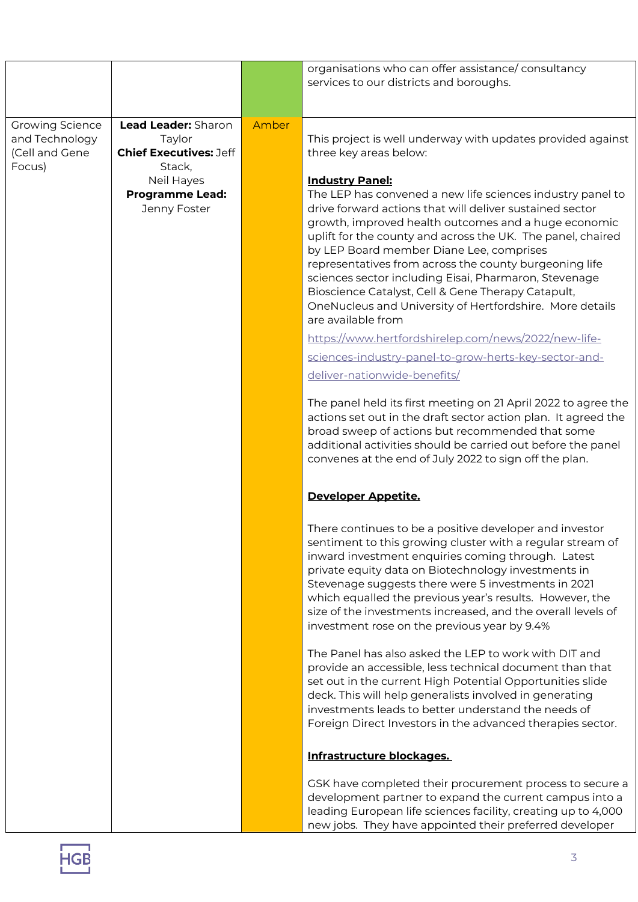| | | | |
|---|---|---|---|
| | | | organisations who can offer assistance/ consultancy services to our districts and boroughs. |
| Growing Science and Technology (Cell and Gene Focus) | **Lead Leader:** Sharon Taylor<br>**Chief Executives:** Jeff Stack, Neil Hayes<br>**Programme Lead:** Jenny Foster | Amber | This project is well underway with updates provided against three key areas below:<br><br>**Industry Panel:**<br>The LEP has convened a new life sciences industry panel to drive forward actions that will deliver sustained sector growth, improved health outcomes and a huge economic uplift for the county and across the UK. The panel, chaired by LEP Board member Diane Lee, comprises representatives from across the county burgeoning life sciences sector including Eisai, Pharmaron, Stevenage Bioscience Catalyst, Cell & Gene Therapy Catapult, OneNucleus and University of Hertfordshire. More details are available from<br>https://www.hertfordshirelep.com/news/2022/new-life-sciences-industry-panel-to-grow-herts-key-sector-and-deliver-nationwide-benefits/<br><br>The panel held its first meeting on 21 April 2022 to agree the actions set out in the draft sector action plan. It agreed the broad sweep of actions but recommended that some additional activities should be carried out before the panel convenes at the end of July 2022 to sign off the plan.<br><br>**Developer Appetite.**<br><br>There continues to be a positive developer and investor sentiment to this growing cluster with a regular stream of inward investment enquiries coming through. Latest private equity data on Biotechnology investments in Stevenage suggests there were 5 investments in 2021 which equalled the previous year's results. However, the size of the investments increased, and the overall levels of investment rose on the previous year by 9.4%<br><br>The Panel has also asked the LEP to work with DIT and provide an accessible, less technical document than that set out in the current High Potential Opportunities slide deck. This will help generalists involved in generating investments leads to better understand the needs of Foreign Direct Investors in the advanced therapies sector.<br><br>**Infrastructure blockages.**<br><br>GSK have completed their procurement process to secure a development partner to expand the current campus into a leading European life sciences facility, creating up to 4,000 new jobs. They have appointed their preferred developer |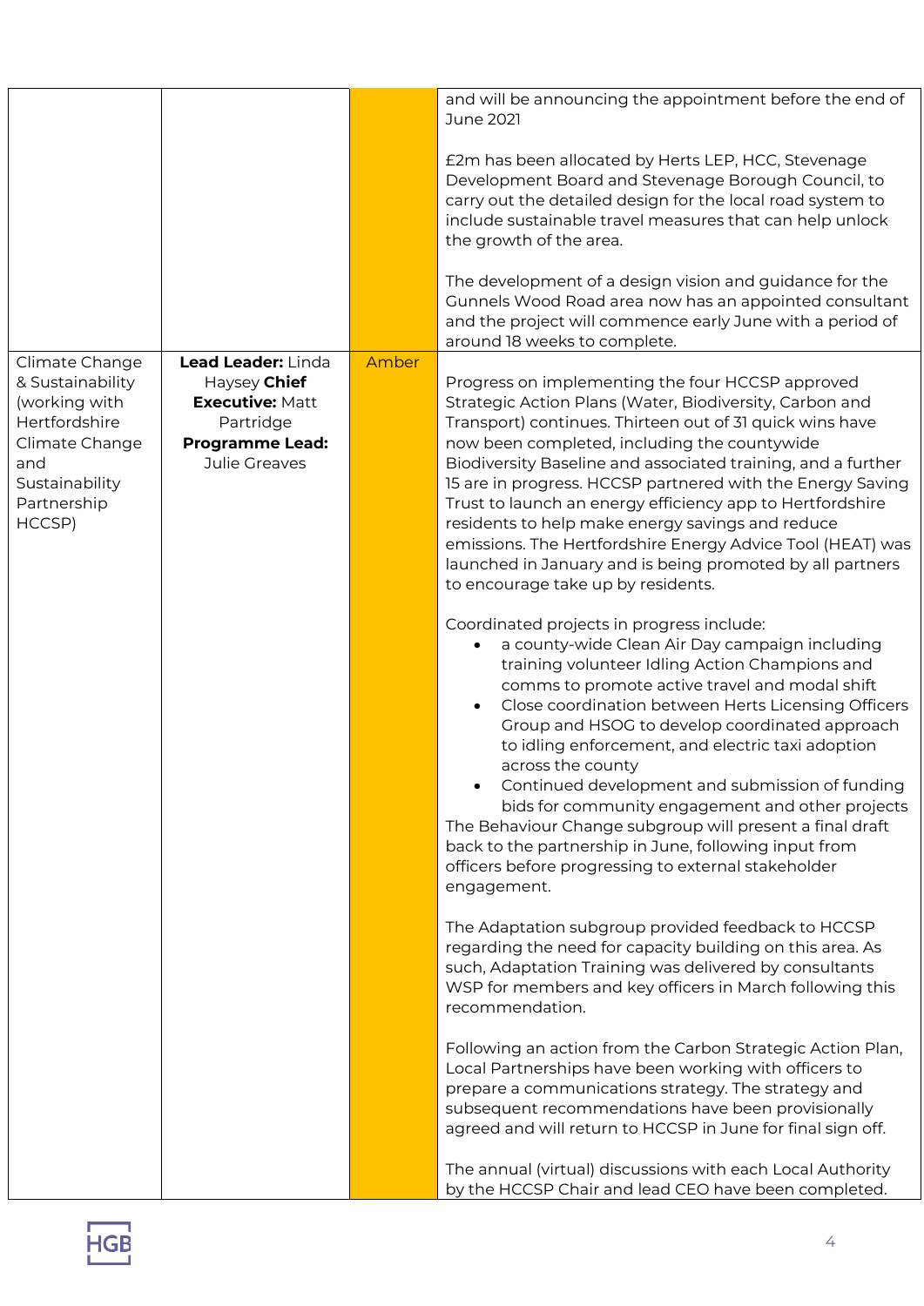| | | | |
|---|---|---|---|
| | | | and will be announcing the appointment before the end of June 2021<br><br>£2m has been allocated by Herts LEP, HCC, Stevenage Development Board and Stevenage Borough Council, to carry out the detailed design for the local road system to include sustainable travel measures that can help unlock the growth of the area.<br><br>The development of a design vision and guidance for the Gunnels Wood Road area now has an appointed consultant and the project will commence early June with a period of around 18 weeks to complete. |
| Climate Change & Sustainability (working with Hertfordshire Climate Change and Sustainability Partnership HCCSP) | **Lead Leader:** Linda Haysey **Chief Executive:** Matt Partridge **Programme Lead:** Julie Greaves | Amber | Progress on implementing the four HCCSP approved Strategic Action Plans (Water, Biodiversity, Carbon and Transport) continues. Thirteen out of 31 quick wins have now been completed, including the countywide Biodiversity Baseline and associated training, and a further 15 are in progress. HCCSP partnered with the Energy Saving Trust to launch an energy efficiency app to Hertfordshire residents to help make energy savings and reduce emissions. The Hertfordshire Energy Advice Tool (HEAT) was launched in January and is being promoted by all partners to encourage take up by residents.<br><br>Coordinated projects in progress include:<br>• a county-wide Clean Air Day campaign including training volunteer Idling Action Champions and comms to promote active travel and modal shift<br>• Close coordination between Herts Licensing Officers Group and HSOG to develop coordinated approach to idling enforcement, and electric taxi adoption across the county<br>• Continued development and submission of funding bids for community engagement and other projects<br>The Behaviour Change subgroup will present a final draft back to the partnership in June, following input from officers before progressing to external stakeholder engagement.<br><br>The Adaptation subgroup provided feedback to HCCSP regarding the need for capacity building on this area. As such, Adaptation Training was delivered by consultants WSP for members and key officers in March following this recommendation.<br><br>Following an action from the Carbon Strategic Action Plan, Local Partnerships have been working with officers to prepare a communications strategy. The strategy and subsequent recommendations have been provisionally agreed and will return to HCCSP in June for final sign off.<br><br>The annual (virtual) discussions with each Local Authority by the HCCSP Chair and lead CEO have been completed. |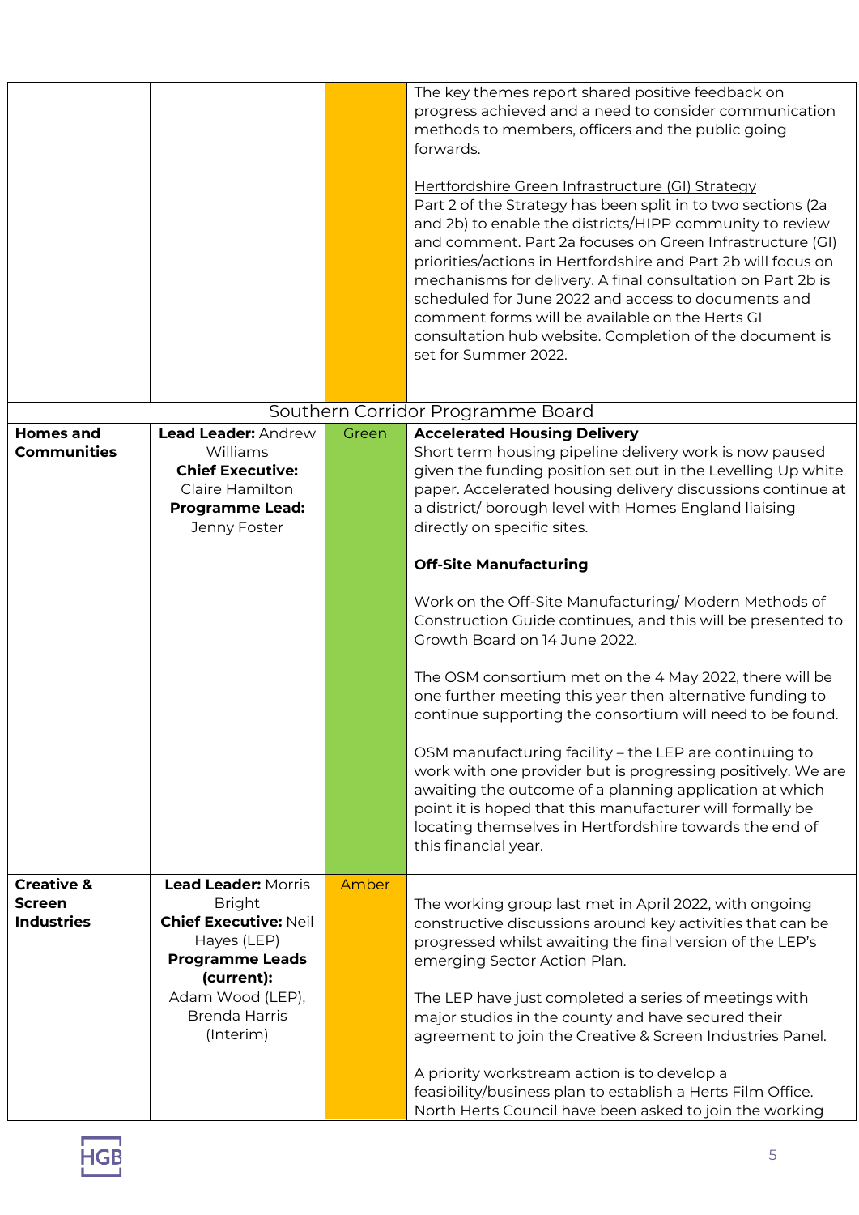| | | | |
|---|---|---|---|
| | | | The key themes report shared positive feedback on progress achieved and a need to consider communication methods to members, officers and the public going forwards.<br><br><u>Hertfordshire Green Infrastructure (GI) Strategy</u><br>Part 2 of the Strategy has been split in to two sections (2a and 2b) to enable the districts/HIPP community to review and comment. Part 2a focuses on Green Infrastructure (GI) priorities/actions in Hertfordshire and Part 2b will focus on mechanisms for delivery. A final consultation on Part 2b is scheduled for June 2022 and access to documents and comment forms will be available on the Herts GI consultation hub website. Completion of the document is set for Summer 2022. |
| Southern Corridor Programme Board | | | |
| **Homes and Communities** | **Lead Leader:** Andrew Williams<br>**Chief Executive:** Claire Hamilton<br>**Programme Lead:** Jenny Foster | Green | **Accelerated Housing Delivery**<br>Short term housing pipeline delivery work is now paused given the funding position set out in the Levelling Up white paper. Accelerated housing delivery discussions continue at a district/ borough level with Homes England liaising directly on specific sites.<br><br>**Off-Site Manufacturing**<br><br>Work on the Off-Site Manufacturing/ Modern Methods of Construction Guide continues, and this will be presented to Growth Board on 14 June 2022.<br><br>The OSM consortium met on the 4 May 2022, there will be one further meeting this year then alternative funding to continue supporting the consortium will need to be found.<br><br>OSM manufacturing facility – the LEP are continuing to work with one provider but is progressing positively. We are awaiting the outcome of a planning application at which point it is hoped that this manufacturer will formally be locating themselves in Hertfordshire towards the end of this financial year. |
| **Creative & Screen Industries** | **Lead Leader:** Morris Bright<br>**Chief Executive:** Neil Hayes (LEP)<br>**Programme Leads (current):** Adam Wood (LEP), Brenda Harris (Interim) | Amber | The working group last met in April 2022, with ongoing constructive discussions around key activities that can be progressed whilst awaiting the final version of the LEP's emerging Sector Action Plan.<br><br>The LEP have just completed a series of meetings with major studios in the county and have secured their agreement to join the Creative & Screen Industries Panel.<br><br>A priority workstream action is to develop a feasibility/business plan to establish a Herts Film Office. North Herts Council have been asked to join the working |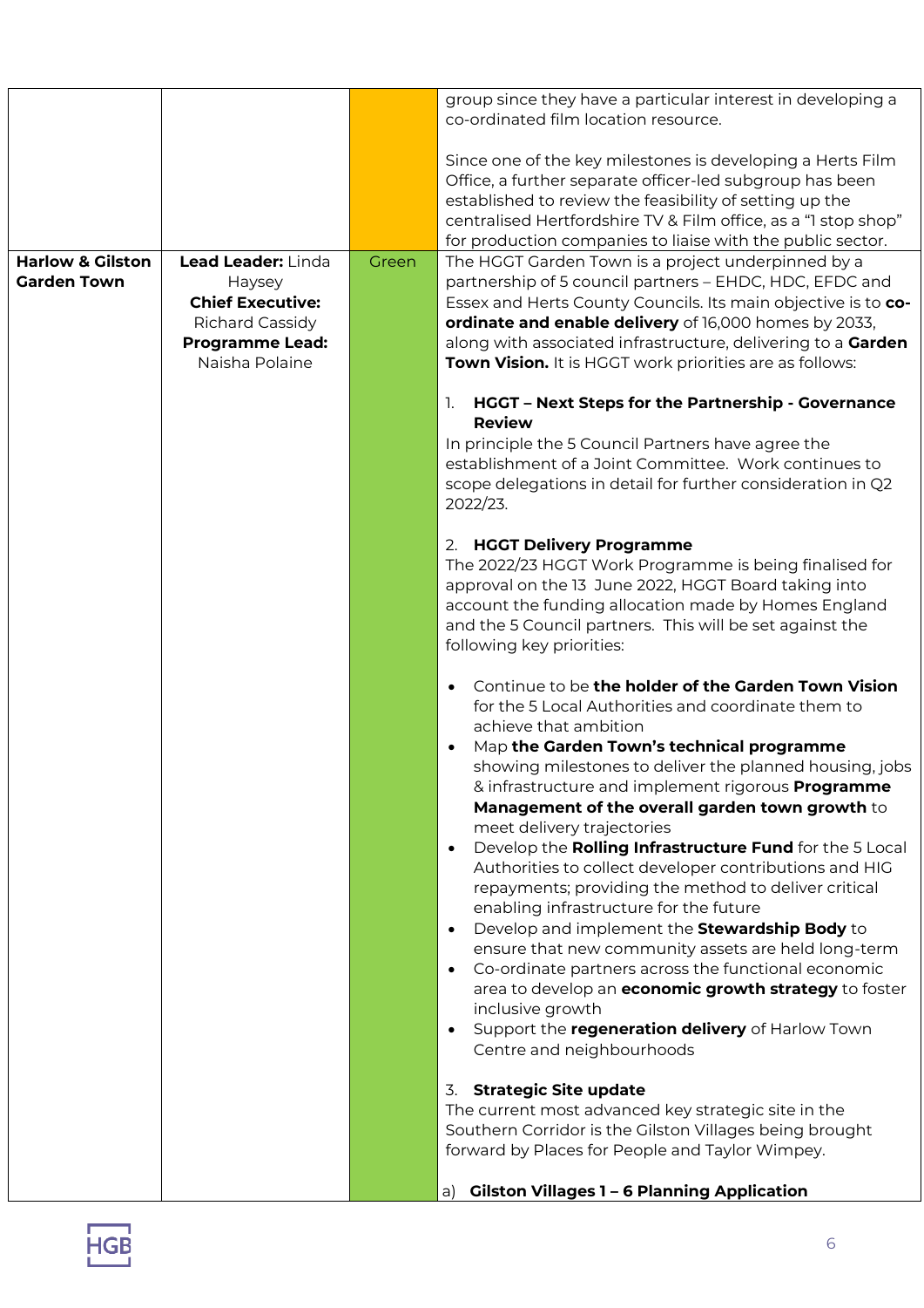| | | | |
|---|---|---|---|
| | | | group since they have a particular interest in developing a co-ordinated film location resource.<br><br>Since one of the key milestones is developing a Herts Film Office, a further separate officer-led subgroup has been established to review the feasibility of setting up the centralised Hertfordshire TV & Film office, as a "1 stop shop" for production companies to liaise with the public sector. |
| **Harlow & Gilston Garden Town** | **Lead Leader:** Linda Haysey<br>**Chief Executive:** Richard Cassidy<br>**Programme Lead:** Naisha Polaine | Green | The HGGT Garden Town is a project underpinned by a partnership of 5 council partners – EHDC, HDC, EFDC and Essex and Herts County Councils. Its main objective is to **co-ordinate and enable delivery** of 16,000 homes by 2033, along with associated infrastructure, delivering to a **Garden Town Vision.** It is HGGT work priorities are as follows:<br><br>1. **HGGT – Next Steps for the Partnership - Governance Review**<br>In principle the 5 Council Partners have agree the establishment of a Joint Committee. Work continues to scope delegations in detail for further consideration in Q2 2022/23.<br><br>2. **HGGT Delivery Programme**<br>The 2022/23 HGGT Work Programme is being finalised for approval on the 13 June 2022, HGGT Board taking into account the funding allocation made by Homes England and the 5 Council partners. This will be set against the following key priorities:<br><br>• Continue to be **the holder of the Garden Town Vision** for the 5 Local Authorities and coordinate them to achieve that ambition<br>• Map **the Garden Town's technical programme** showing milestones to deliver the planned housing, jobs & infrastructure and implement rigorous **Programme Management of the overall garden town growth** to meet delivery trajectories<br>• Develop the **Rolling Infrastructure Fund** for the 5 Local Authorities to collect developer contributions and HIG repayments; providing the method to deliver critical enabling infrastructure for the future<br>• Develop and implement the **Stewardship Body** to ensure that new community assets are held long-term<br>• Co-ordinate partners across the functional economic area to develop an **economic growth strategy** to foster inclusive growth<br>• Support the **regeneration delivery** of Harlow Town Centre and neighbourhoods<br><br>3. **Strategic Site update**<br>The current most advanced key strategic site in the Southern Corridor is the Gilston Villages being brought forward by Places for People and Taylor Wimpey.<br><br>a) **Gilston Villages 1 – 6 Planning Application** |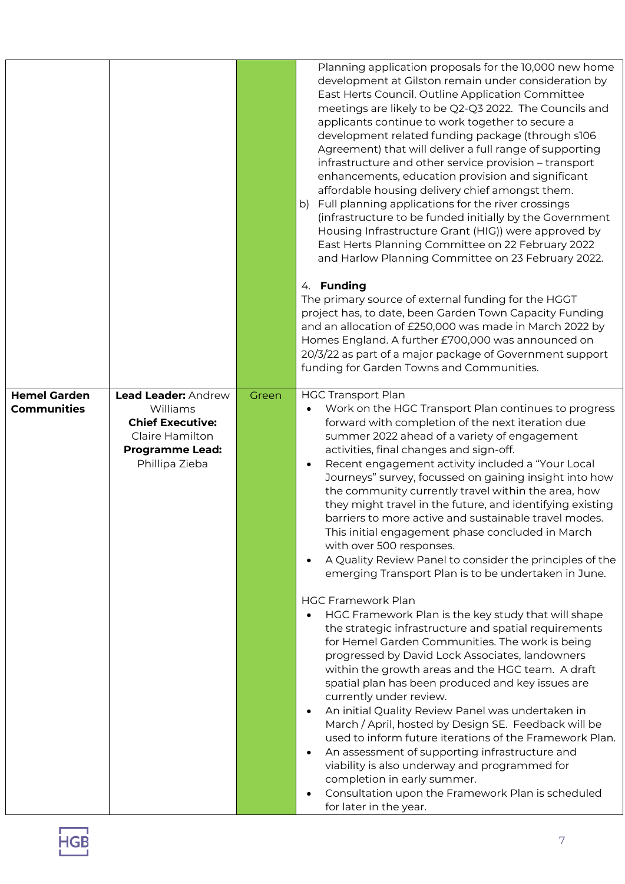| | | | |
|---|---|---|---|
| | | Green | Planning application proposals for the 10,000 new home development at Gilston remain under consideration by East Herts Council. Outline Application Committee meetings are likely to be Q2-Q3 2022. The Councils and applicants continue to work together to secure a development related funding package (through s106 Agreement) that will deliver a full range of supporting infrastructure and other service provision – transport enhancements, education provision and significant affordable housing delivery chief amongst them.<br>b) Full planning applications for the river crossings (infrastructure to be funded initially by the Government Housing Infrastructure Grant (HIG)) were approved by East Herts Planning Committee on 22 February 2022 and Harlow Planning Committee on 23 February 2022.<br><br>4. **Funding**<br>The primary source of external funding for the HGGT project has, to date, been Garden Town Capacity Funding and an allocation of £250,000 was made in March 2022 by Homes England. A further £700,000 was announced on 20/3/22 as part of a major package of Government support funding for Garden Towns and Communities. |
| **Hemel Garden Communities** | **Lead Leader:** Andrew Williams<br>**Chief Executive:** Claire Hamilton<br>**Programme Lead:** Phillipa Zieba | Green | HGC Transport Plan<br>• Work on the HGC Transport Plan continues to progress forward with completion of the next iteration due summer 2022 ahead of a variety of engagement activities, final changes and sign-off.<br>• Recent engagement activity included a "Your Local Journeys" survey, focussed on gaining insight into how the community currently travel within the area, how they might travel in the future, and identifying existing barriers to more active and sustainable travel modes. This initial engagement phase concluded in March with over 500 responses.<br>• A Quality Review Panel to consider the principles of the emerging Transport Plan is to be undertaken in June.<br><br>HGC Framework Plan<br>• HGC Framework Plan is the key study that will shape the strategic infrastructure and spatial requirements for Hemel Garden Communities. The work is being progressed by David Lock Associates, landowners within the growth areas and the HGC team. A draft spatial plan has been produced and key issues are currently under review.<br>• An initial Quality Review Panel was undertaken in March / April, hosted by Design SE. Feedback will be used to inform future iterations of the Framework Plan.<br>• An assessment of supporting infrastructure and viability is also underway and programmed for completion in early summer.<br>• Consultation upon the Framework Plan is scheduled for later in the year. |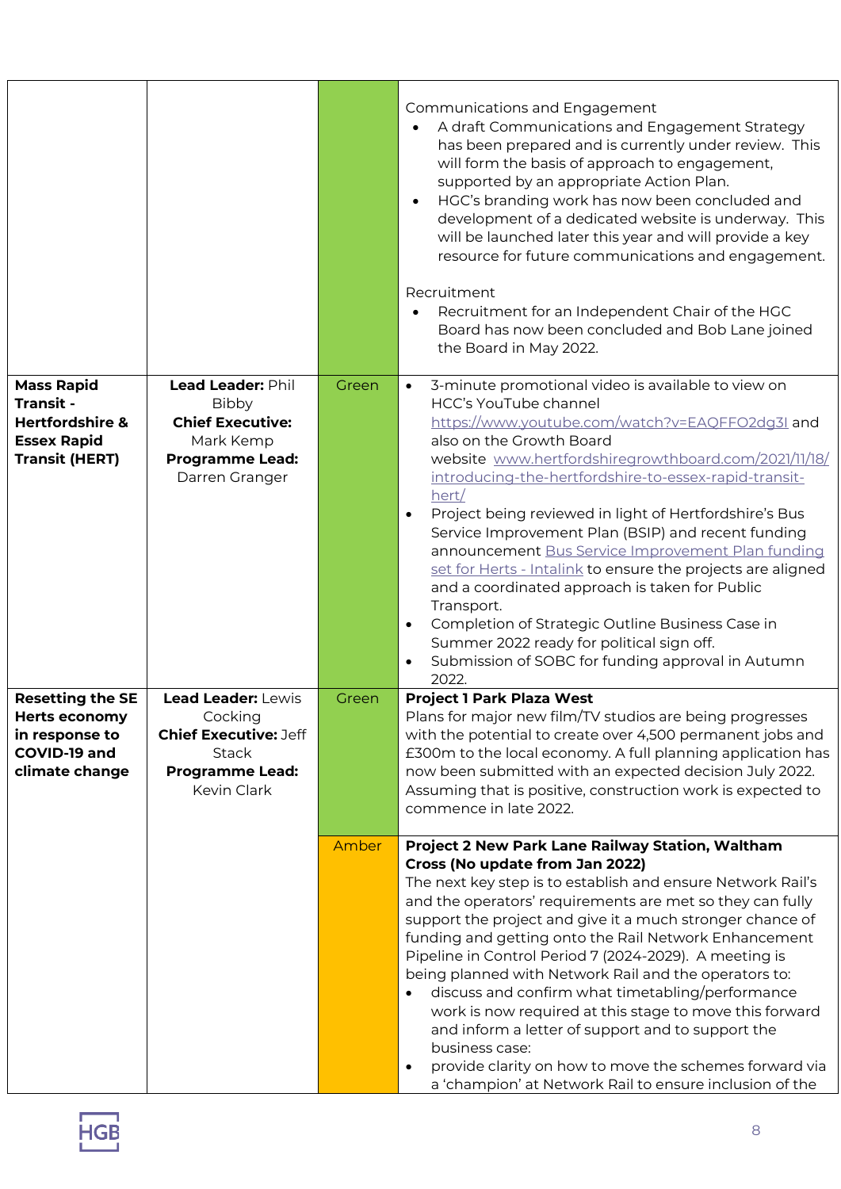| | | | |
|---|---|---|---|
| | | | Communications and Engagement<br>• A draft Communications and Engagement Strategy has been prepared and is currently under review. This will form the basis of approach to engagement, supported by an appropriate Action Plan.<br>• HGC's branding work has now been concluded and development of a dedicated website is underway. This will be launched later this year and will provide a key resource for future communications and engagement.<br><br>Recruitment<br>• Recruitment for an Independent Chair of the HGC Board has now been concluded and Bob Lane joined the Board in May 2022. |
| **Mass Rapid Transit - Hertfordshire & Essex Rapid Transit (HERT)** | **Lead Leader:** Phil Bibby<br>**Chief Executive:** Mark Kemp<br>**Programme Lead:** Darren Granger | Green | • 3-minute promotional video is available to view on HCC's YouTube channel [https://www.youtube.com/watch?v=EAQFFO2dg3I](https://www.youtube.com/watch?v=EAQFFO2dg3I) and also on the Growth Board website [www.hertfordshiregrowthboard.com/2021/11/18/introducing-the-hertfordshire-to-essex-rapid-transit-hert/](www.hertfordshiregrowthboard.com/2021/11/18/introducing-the-hertfordshire-to-essex-rapid-transit-hert/)<br>• Project being reviewed in light of Hertfordshire's Bus Service Improvement Plan (BSIP) and recent funding announcement Bus Service Improvement Plan funding set for Herts - Intalink to ensure the projects are aligned and a coordinated approach is taken for Public Transport.<br>• Completion of Strategic Outline Business Case in Summer 2022 ready for political sign off.<br>• Submission of SOBC for funding approval in Autumn 2022. |
| **Resetting the SE Herts economy in response to COVID-19 and climate change** | **Lead Leader:** Lewis Cocking<br>**Chief Executive:** Jeff Stack<br>**Programme Lead:** Kevin Clark | Green | **Project 1 Park Plaza West**<br>Plans for major new film/TV studios are being progresses with the potential to create over 4,500 permanent jobs and £300m to the local economy. A full planning application has now been submitted with an expected decision July 2022. Assuming that is positive, construction work is expected to commence in late 2022. |
| | | Amber | **Project 2 New Park Lane Railway Station, Waltham Cross (No update from Jan 2022)**<br>The next key step is to establish and ensure Network Rail's and the operators' requirements are met so they can fully support the project and give it a much stronger chance of funding and getting onto the Rail Network Enhancement Pipeline in Control Period 7 (2024-2029). A meeting is being planned with Network Rail and the operators to:<br>• discuss and confirm what timetabling/performance work is now required at this stage to move this forward and inform a letter of support and to support the business case:<br>• provide clarity on how to move the schemes forward via a 'champion' at Network Rail to ensure inclusion of the |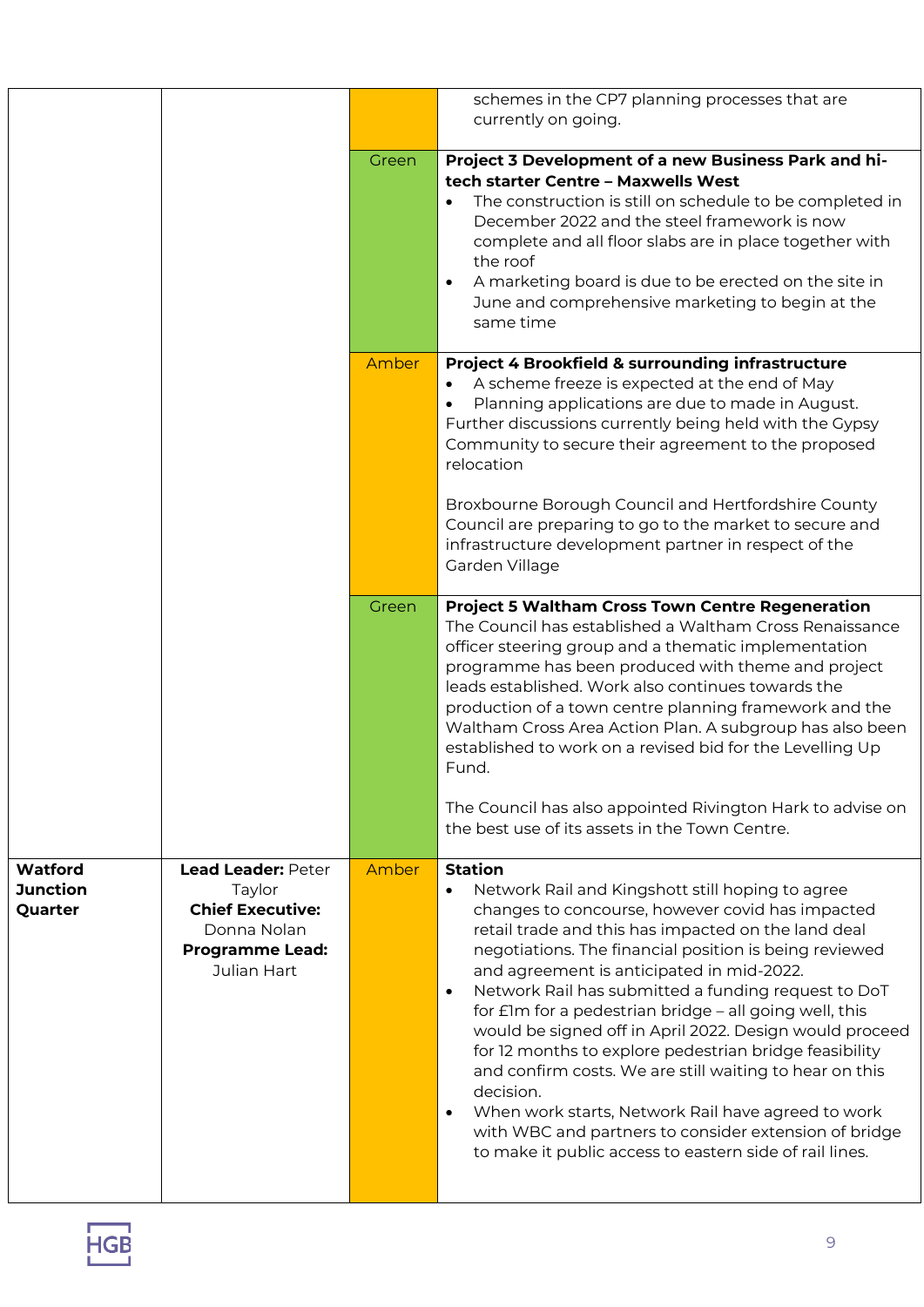| | | | |
|---|---|---|---|
| | | Amber | schemes in the CP7 planning processes that are currently on going. |
| | | Green | **Project 3 Development of a new Business Park and hi-tech starter Centre – Maxwells West**<br>• The construction is still on schedule to be completed in December 2022 and the steel framework is now complete and all floor slabs are in place together with the roof<br>• A marketing board is due to be erected on the site in June and comprehensive marketing to begin at the same time |
| | | Amber | **Project 4 Brookfield & surrounding infrastructure**<br>• A scheme freeze is expected at the end of May<br>• Planning applications are due to made in August.<br>Further discussions currently being held with the Gypsy Community to secure their agreement to the proposed relocation<br><br>Broxbourne Borough Council and Hertfordshire County Council are preparing to go to the market to secure and infrastructure development partner in respect of the Garden Village |
| | | Green | **Project 5 Waltham Cross Town Centre Regeneration**<br>The Council has established a Waltham Cross Renaissance officer steering group and a thematic implementation programme has been produced with theme and project leads established. Work also continues towards the production of a town centre planning framework and the Waltham Cross Area Action Plan. A subgroup has also been established to work on a revised bid for the Levelling Up Fund.<br><br>The Council has also appointed Rivington Hark to advise on the best use of its assets in the Town Centre. |
| **Watford Junction Quarter** | **Lead Leader:** Peter Taylor<br>**Chief Executive:** Donna Nolan<br>**Programme Lead:** Julian Hart | Amber | **Station**<br>• Network Rail and Kingshott still hoping to agree changes to concourse, however covid has impacted retail trade and this has impacted on the land deal negotiations. The financial position is being reviewed and agreement is anticipated in mid-2022.<br>• Network Rail has submitted a funding request to DoT for £1m for a pedestrian bridge – all going well, this would be signed off in April 2022. Design would proceed for 12 months to explore pedestrian bridge feasibility and confirm costs. We are still waiting to hear on this decision.<br>• When work starts, Network Rail have agreed to work with WBC and partners to consider extension of bridge to make it public access to eastern side of rail lines. |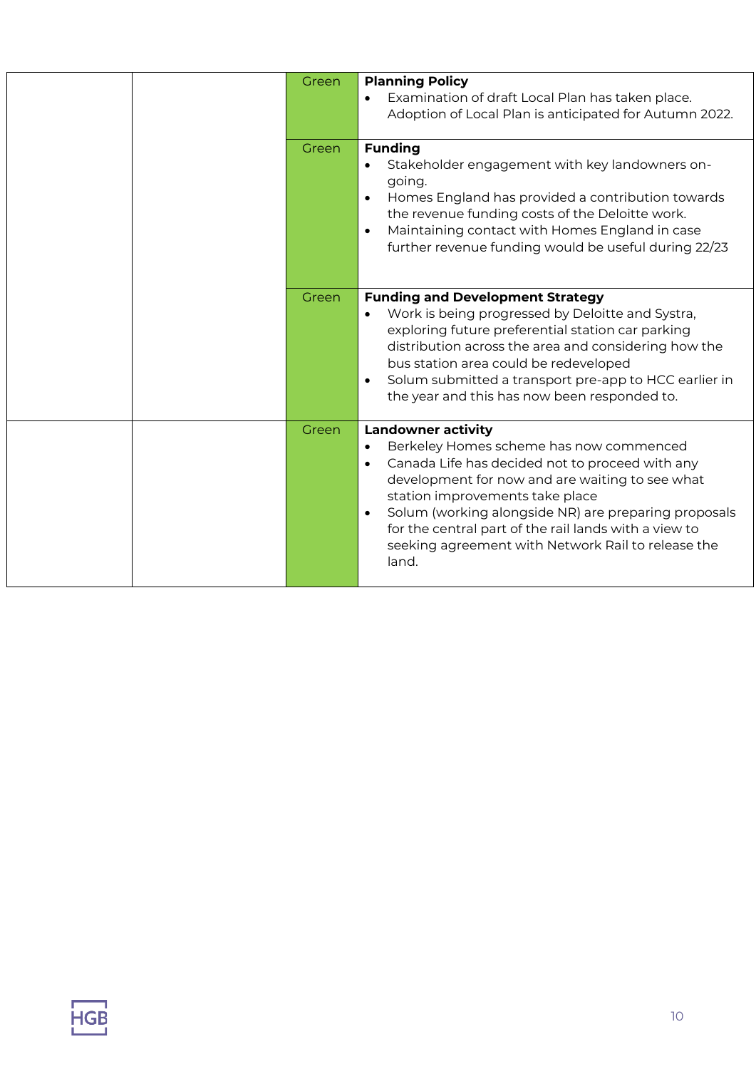| | | | |
|---|---|---|---|
| | | Green | **Planning Policy**<br>• Examination of draft Local Plan has taken place. Adoption of Local Plan is anticipated for Autumn 2022. |
| | | Green | **Funding**<br>• Stakeholder engagement with key landowners on-going.<br>• Homes England has provided a contribution towards the revenue funding costs of the Deloitte work.<br>• Maintaining contact with Homes England in case further revenue funding would be useful during 22/23 |
| | | Green | **Funding and Development Strategy**<br>• Work is being progressed by Deloitte and Systra, exploring future preferential station car parking distribution across the area and considering how the bus station area could be redeveloped<br>• Solum submitted a transport pre-app to HCC earlier in the year and this has now been responded to. |
| | | Green | **Landowner activity**<br>• Berkeley Homes scheme has now commenced<br>• Canada Life has decided not to proceed with any development for now and are waiting to see what station improvements take place<br>• Solum (working alongside NR) are preparing proposals for the central part of the rail lands with a view to seeking agreement with Network Rail to release the land. |